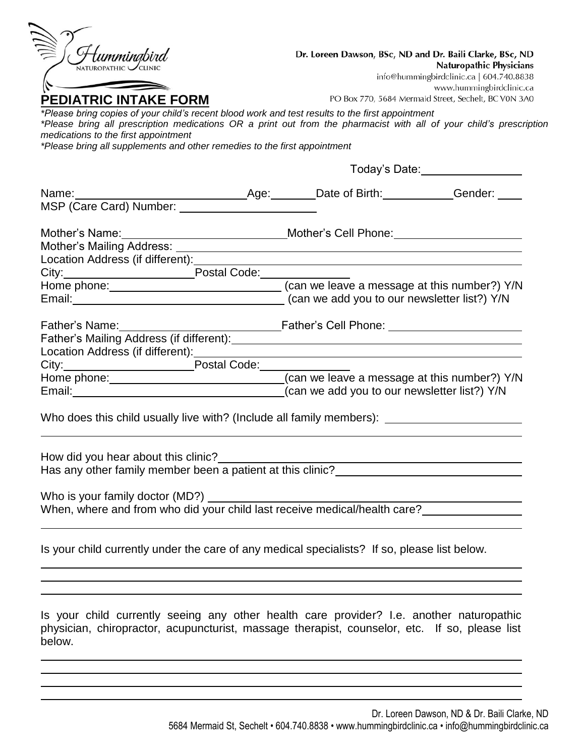Hummingbird Naturopathic Clinic

Dr. Loreen Dawson, BSc, ND and Dr. Baili Clarke, BSc, ND
Naturopathic Physicians
info@hummingbirdclinic.ca | 604.740.8838
www.hummingbirdclinic.ca
PO Box 770, 5684 Mermaid Street, Sechelt, BC V0N 3A0

# PEDIATRIC INTAKE FORM

*\*Please bring copies of your child's recent blood work and test results to the first appointment*
*\*Please bring all prescription medications OR a print out from the pharmacist with all of your child's prescription medications to the first appointment*
*\*Please bring all supplements and other remedies to the first appointment*

Today's Date:\_\_\_\_\_\_\_\_\_\_\_\_\_\_\_\_

Name:\_\_\_\_\_\_\_\_\_\_\_\_\_\_\_\_\_\_\_\_\_\_\_\_\_\_\_Age:\_\_\_\_\_\_\_Date of Birth:\_\_\_\_\_\_\_\_\_\_\_Gender: \_\_\_\_
MSP (Care Card) Number: \_\_\_\_\_\_\_\_\_\_\_\_\_\_\_\_\_\_\_\_\_\_

Mother's Name:\_\_\_\_\_\_\_\_\_\_\_\_\_\_\_\_\_\_\_\_\_\_\_\_\_\_Mother's Cell Phone:\_\_\_\_\_\_\_\_\_\_\_\_\_\_\_\_\_\_\_\_
Mother's Mailing Address: \_\_\_\_\_\_\_\_\_\_\_\_\_\_\_\_\_\_\_\_\_\_\_\_\_\_\_\_\_\_\_\_\_\_\_\_\_\_\_\_\_\_\_\_\_\_\_\_\_\_\_\_\_\_\_\_
Location Address (if different):\_\_\_\_\_\_\_\_\_\_\_\_\_\_\_\_\_\_\_\_\_\_\_\_\_\_\_\_\_\_\_\_\_\_\_\_\_\_\_\_\_\_\_\_\_\_\_\_\_\_\_\_\_
City:\_\_\_\_\_\_\_\_\_\_\_\_\_\_\_\_\_\_\_\_\_Postal Code:\_\_\_\_\_\_\_\_\_\_\_\_\_\_
Home phone:\_\_\_\_\_\_\_\_\_\_\_\_\_\_\_\_\_\_\_\_\_\_\_\_\_\_\_\_\_ (can we leave a message at this number?) Y/N
Email:\_\_\_\_\_\_\_\_\_\_\_\_\_\_\_\_\_\_\_\_\_\_\_\_\_\_\_\_\_\_\_\_\_\_\_ (can we add you to our newsletter list?) Y/N

Father's Name:\_\_\_\_\_\_\_\_\_\_\_\_\_\_\_\_\_\_\_\_\_\_\_\_\_\_Father's Cell Phone: \_\_\_\_\_\_\_\_\_\_\_\_\_\_\_\_\_\_\_\_
Father's Mailing Address (if different):\_\_\_\_\_\_\_\_\_\_\_\_\_\_\_\_\_\_\_\_\_\_\_\_\_\_\_\_\_\_\_\_\_\_\_\_\_\_\_\_\_\_\_\_\_\_
Location Address (if different):\_\_\_\_\_\_\_\_\_\_\_\_\_\_\_\_\_\_\_\_\_\_\_\_\_\_\_\_\_\_\_\_\_\_\_\_\_\_\_\_\_\_\_\_\_\_\_\_\_\_\_\_\_
City:\_\_\_\_\_\_\_\_\_\_\_\_\_\_\_\_\_\_\_\_\_Postal Code:\_\_\_\_\_\_\_\_\_\_\_\_\_\_
Home phone:\_\_\_\_\_\_\_\_\_\_\_\_\_\_\_\_\_\_\_\_\_\_\_\_\_\_\_\_\_(can we leave a message at this number?) Y/N
Email:\_\_\_\_\_\_\_\_\_\_\_\_\_\_\_\_\_\_\_\_\_\_\_\_\_\_\_\_\_\_\_\_\_\_\_(can we add you to our newsletter list?) Y/N

Who does this child usually live with? (Include all family members): \_\_\_\_\_\_\_\_\_\_\_\_\_\_\_\_\_\_\_\_\_\_

How did you hear about this clinic?\_\_\_\_\_\_\_\_\_\_\_\_\_\_\_\_\_\_\_\_\_\_\_\_\_\_\_\_\_\_\_\_\_\_\_\_\_\_\_\_\_\_\_\_\_\_\_\_\_\_\_
Has any other family member been a patient at this clinic?\_\_\_\_\_\_\_\_\_\_\_\_\_\_\_\_\_\_\_\_\_\_\_\_\_\_\_\_\_\_

Who is your family doctor (MD?) \_\_\_\_\_\_\_\_\_\_\_\_\_\_\_\_\_\_\_\_\_\_\_\_\_\_\_\_\_\_\_\_\_\_\_\_\_\_\_\_\_\_\_\_\_\_\_\_\_\_\_\_
When, where and from who did your child last receive medical/health care?\_\_\_\_\_\_\_\_\_\_\_\_\_\_\_\_

Is your child currently under the care of any medical specialists? If so, please list below.

Is your child currently seeing any other health care provider? I.e. another naturopathic physician, chiropractor, acupuncturist, massage therapist, counselor, etc. If so, please list below.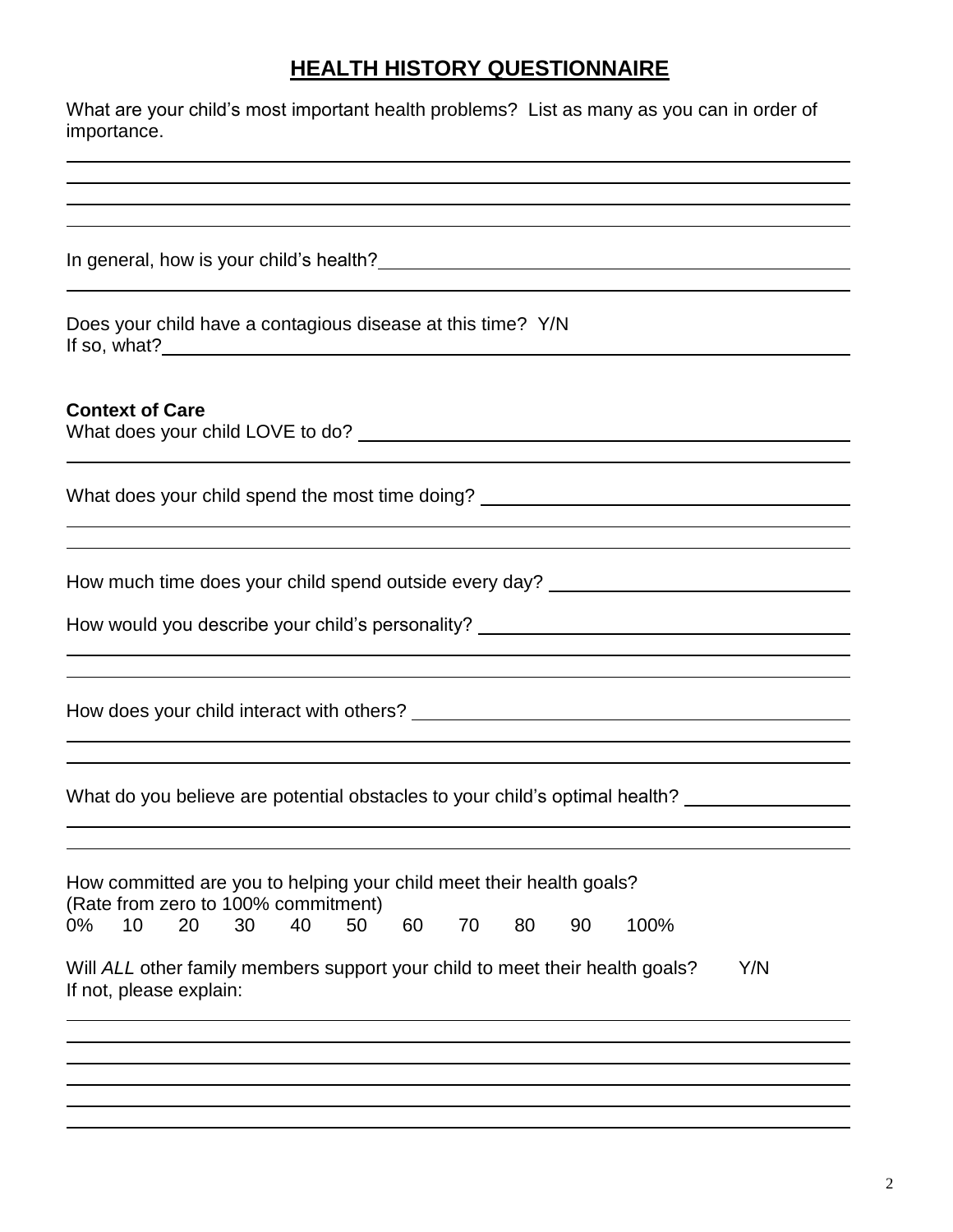# HEALTH HISTORY QUESTIONNAIRE

What are your child's most important health problems? List as many as you can in order of importance.

In general, how is your child's health?

Does your child have a contagious disease at this time? Y/N
If so, what?

**Context of Care**
What does your child LOVE to do?

What does your child spend the most time doing?

How much time does your child spend outside every day?

How would you describe your child's personality?

How does your child interact with others?

What do you believe are potential obstacles to your child's optimal health?

How committed are you to helping your child meet their health goals?
(Rate from zero to 100% commitment)
0% 10 20 30 40 50 60 70 80 90 100%

Will *ALL* other family members support your child to meet their health goals? Y/N
If not, please explain: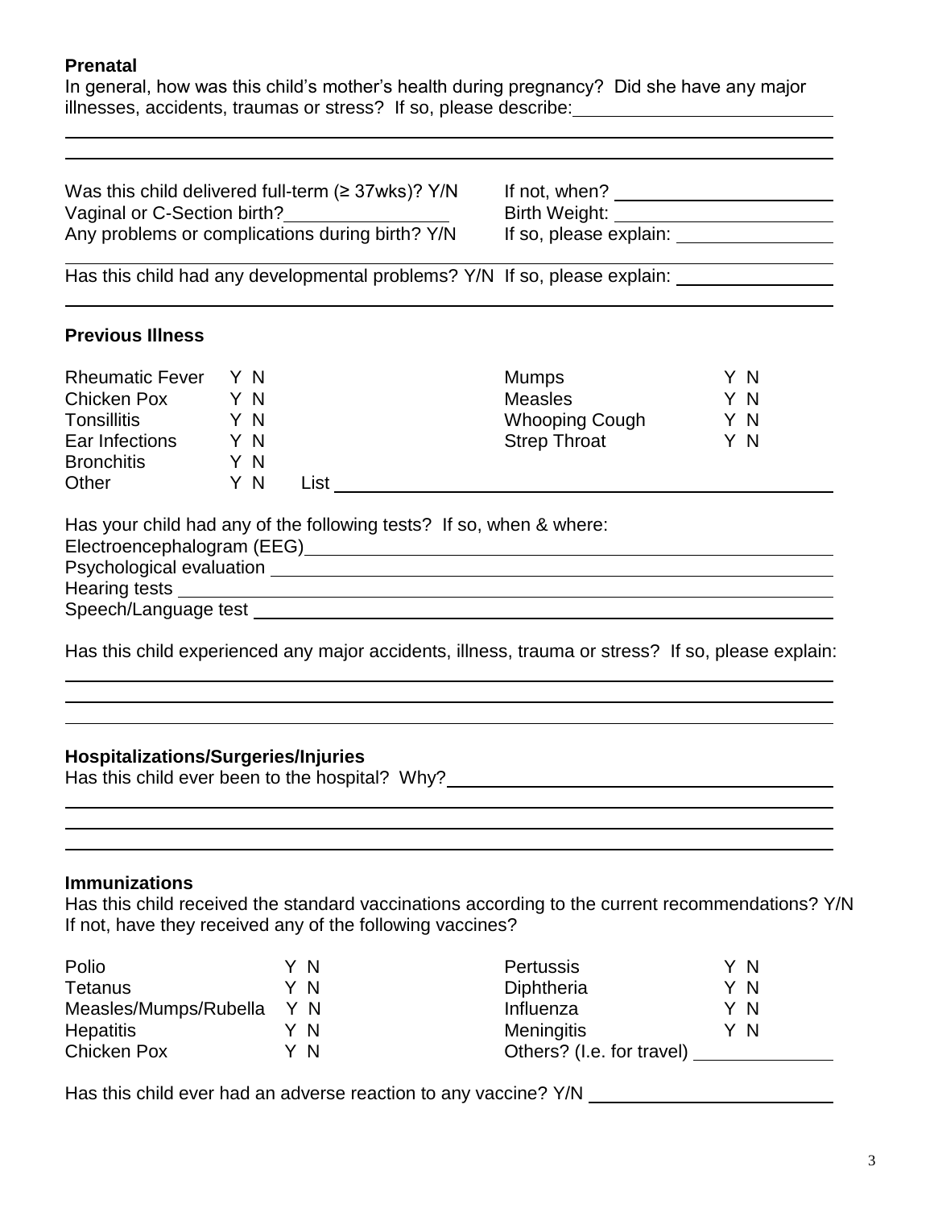**Prenatal**

In general, how was this child's mother's health during pregnancy? Did she have any major illnesses, accidents, traumas or stress? If so, please describe: ____________________

____________________________________________________________

____________________________________________________________

Was this child delivered full-term (≥ 37wks)? Y/N   If not, when? ____________________

Vaginal or C-Section birth? ____________   Birth Weight: ____________________

Any problems or complications during birth? Y/N   If so, please explain: ____________

____________________________________________________________

Has this child had any developmental problems? Y/N If so, please explain: ____________

____________________________________________________________

**Previous Illness**

| | | | |
|---|---|---|---|
| Rheumatic Fever | Y N | Mumps | Y N |
| Chicken Pox | Y N | Measles | Y N |
| Tonsillitis | Y N | Whooping Cough | Y N |
| Ear Infections | Y N | Strep Throat | Y N |
| Bronchitis | Y N | | |
| Other | Y N List ____________ | | |

Has your child had any of the following tests? If so, when & where:

Electroencephalogram (EEG) ____________________________________

Psychological evaluation ____________________________________

Hearing tests ____________________________________

Speech/Language test ____________________________________

Has this child experienced any major accidents, illness, trauma or stress? If so, please explain:

____________________________________________________________

____________________________________________________________

____________________________________________________________

**Hospitalizations/Surgeries/Injuries**

Has this child ever been to the hospital? Why? ____________________________

____________________________________________________________

____________________________________________________________

____________________________________________________________

**Immunizations**

Has this child received the standard vaccinations according to the current recommendations? Y/N

If not, have they received any of the following vaccines?

| | | | |
|---|---|---|---|
| Polio | Y N | Pertussis | Y N |
| Tetanus | Y N | Diphtheria | Y N |
| Measles/Mumps/Rubella | Y N | Influenza | Y N |
| Hepatitis | Y N | Meningitis | Y N |
| Chicken Pox | Y N | Others? (I.e. for travel) ____________ | |

Has this child ever had an adverse reaction to any vaccine? Y/N ____________________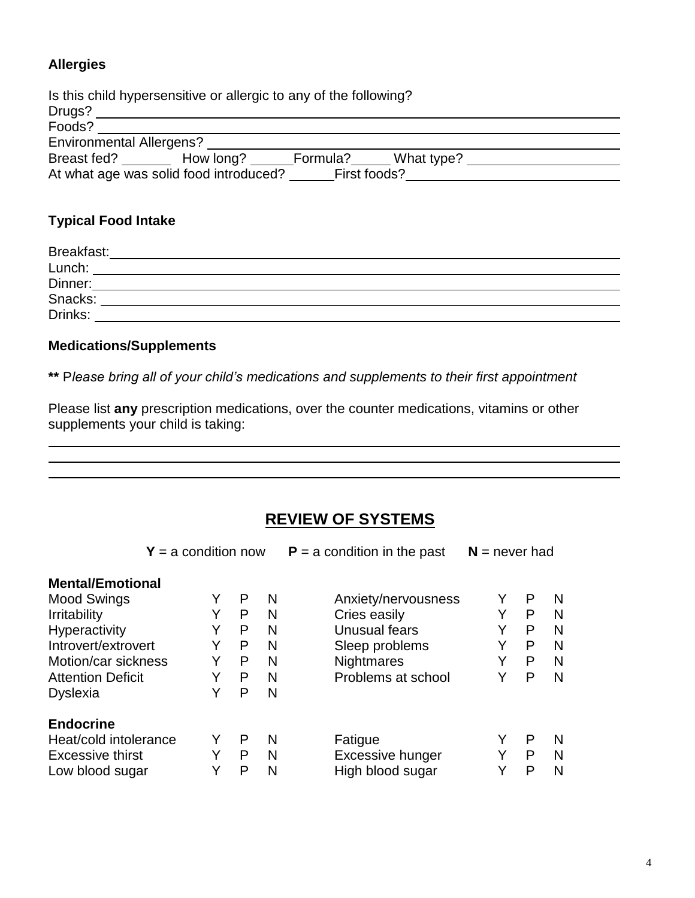**Allergies**

Is this child hypersensitive or allergic to any of the following?

Drugs? ______________________________________________

Foods? ______________________________________________

Environmental Allergens? ______________________________________________

Breast fed? _______ How long? ______ Formula? _____ What type? ____________________

At what age was solid food introduced? ______ First foods? ____________________________

**Typical Food Intake**

Breakfast: ______________________________________________

Lunch: ______________________________________________

Dinner: ______________________________________________

Snacks: ______________________________________________

Drinks: ______________________________________________

**Medications/Supplements**

**** P*lease bring all of your child's medications and supplements to their first appointment*

Please list **any** prescription medications, over the counter medications, vitamins or other supplements your child is taking:

______________________________________________

______________________________________________

______________________________________________

## REVIEW OF SYSTEMS

**Y** = a condition now **P** = a condition in the past **N** = never had

**Mental/Emotional**

| | | | | | | | |
|---|---|---|---|---|---|---|---|
| Mood Swings | Y | P | N | Anxiety/nervousness | Y | P | N |
| Irritability | Y | P | N | Cries easily | Y | P | N |
| Hyperactivity | Y | P | N | Unusual fears | Y | P | N |
| Introvert/extrovert | Y | P | N | Sleep problems | Y | P | N |
| Motion/car sickness | Y | P | N | Nightmares | Y | P | N |
| Attention Deficit | Y | P | N | Problems at school | Y | P | N |
| Dyslexia | Y | P | N | | | | |

**Endocrine**

| | | | | | | | |
|---|---|---|---|---|---|---|---|
| Heat/cold intolerance | Y | P | N | Fatigue | Y | P | N |
| Excessive thirst | Y | P | N | Excessive hunger | Y | P | N |
| Low blood sugar | Y | P | N | High blood sugar | Y | P | N |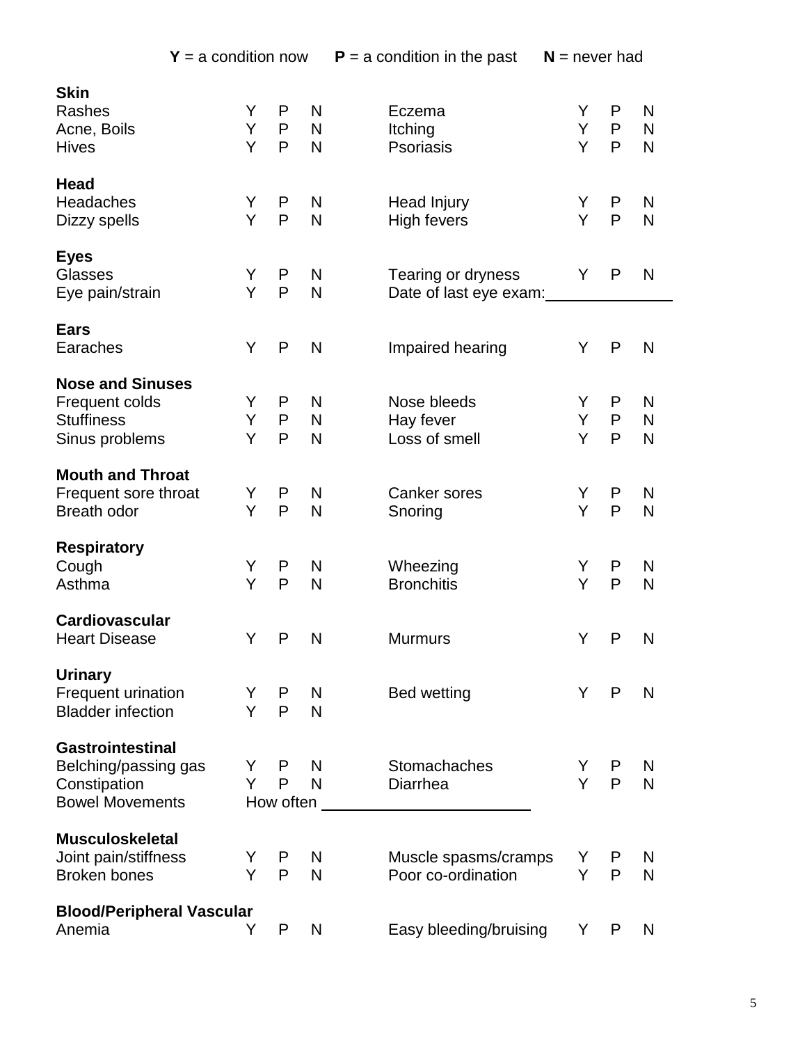**Y** = a condition now **P** = a condition in the past **N** = never had

**Skin**

| | | | | | | | |
|---|---|---|---|---|---|---|---|
| Rashes | Y | P | N | Eczema | Y | P | N |
| Acne, Boils | Y | P | N | Itching | Y | P | N |
| Hives | Y | P | N | Psoriasis | Y | P | N |

**Head**

| | | | | | | | |
|---|---|---|---|---|---|---|---|
| Headaches | Y | P | N | Head Injury | Y | P | N |
| Dizzy spells | Y | P | N | High fevers | Y | P | N |

**Eyes**

| | | | | | | | |
|---|---|---|---|---|---|---|---|
| Glasses | Y | P | N | Tearing or dryness | Y | P | N |
| Eye pain/strain | Y | P | N | Date of last eye exam: ______________ | | | |

**Ears**

| | | | | | | | |
|---|---|---|---|---|---|---|---|
| Earaches | Y | P | N | Impaired hearing | Y | P | N |

**Nose and Sinuses**

| | | | | | | | |
|---|---|---|---|---|---|---|---|
| Frequent colds | Y | P | N | Nose bleeds | Y | P | N |
| Stuffiness | Y | P | N | Hay fever | Y | P | N |
| Sinus problems | Y | P | N | Loss of smell | Y | P | N |

**Mouth and Throat**

| | | | | | | | |
|---|---|---|---|---|---|---|---|
| Frequent sore throat | Y | P | N | Canker sores | Y | P | N |
| Breath odor | Y | P | N | Snoring | Y | P | N |

**Respiratory**

| | | | | | | | |
|---|---|---|---|---|---|---|---|
| Cough | Y | P | N | Wheezing | Y | P | N |
| Asthma | Y | P | N | Bronchitis | Y | P | N |

**Cardiovascular**

| | | | | | | | |
|---|---|---|---|---|---|---|---|
| Heart Disease | Y | P | N | Murmurs | Y | P | N |

**Urinary**

| | | | | | | | |
|---|---|---|---|---|---|---|---|
| Frequent urination | Y | P | N | Bed wetting | Y | P | N |
| Bladder infection | Y | P | N | | | | |

**Gastrointestinal**

| | | | | | | | |
|---|---|---|---|---|---|---|---|
| Belching/passing gas | Y | P | N | Stomachaches | Y | P | N |
| Constipation | Y | P | N | Diarrhea | Y | P | N |
| Bowel Movements | How often ______________________ | | | | | | |

**Musculoskeletal**

| | | | | | | | |
|---|---|---|---|---|---|---|---|
| Joint pain/stiffness | Y | P | N | Muscle spasms/cramps | Y | P | N |
| Broken bones | Y | P | N | Poor co-ordination | Y | P | N |

**Blood/Peripheral Vascular**

| | | | | | | | |
|---|---|---|---|---|---|---|---|
| Anemia | Y | P | N | Easy bleeding/bruising | Y | P | N |